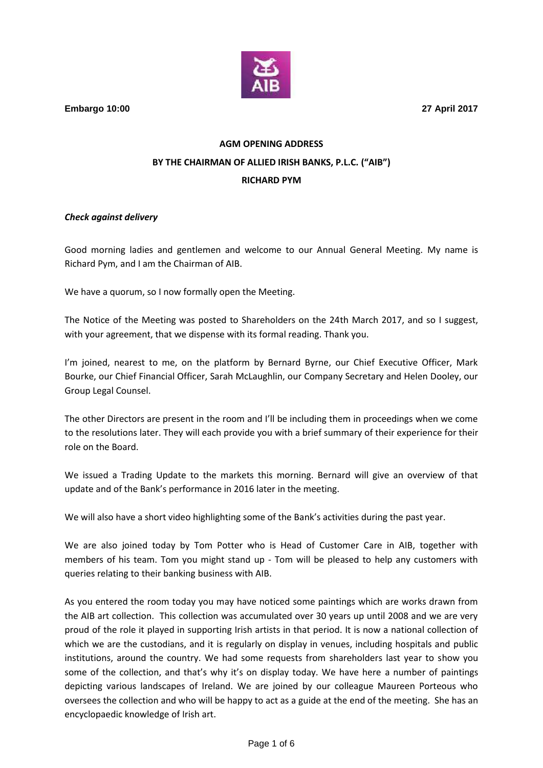**Embargo 10:00** **27 April 2017**

**AGM OPENING ADDRESS**

**BY THE CHAIRMAN OF ALLIED IRISH BANKS, P.L.C. ("AIB")**

**RICHARD PYM**

***Check against delivery***

Good morning ladies and gentlemen and welcome to our Annual General Meeting. My name is Richard Pym, and I am the Chairman of AIB.

We have a quorum, so I now formally open the Meeting.

The Notice of the Meeting was posted to Shareholders on the 24th March 2017, and so I suggest, with your agreement, that we dispense with its formal reading. Thank you.

I'm joined, nearest to me, on the platform by Bernard Byrne, our Chief Executive Officer, Mark Bourke, our Chief Financial Officer, Sarah McLaughlin, our Company Secretary and Helen Dooley, our Group Legal Counsel.

The other Directors are present in the room and I'll be including them in proceedings when we come to the resolutions later. They will each provide you with a brief summary of their experience for their role on the Board.

We issued a Trading Update to the markets this morning. Bernard will give an overview of that update and of the Bank's performance in 2016 later in the meeting.

We will also have a short video highlighting some of the Bank's activities during the past year.

We are also joined today by Tom Potter who is Head of Customer Care in AIB, together with members of his team. Tom you might stand up - Tom will be pleased to help any customers with queries relating to their banking business with AIB.

As you entered the room today you may have noticed some paintings which are works drawn from the AIB art collection. This collection was accumulated over 30 years up until 2008 and we are very proud of the role it played in supporting Irish artists in that period. It is now a national collection of which we are the custodians, and it is regularly on display in venues, including hospitals and public institutions, around the country. We had some requests from shareholders last year to show you some of the collection, and that's why it's on display today. We have here a number of paintings depicting various landscapes of Ireland. We are joined by our colleague Maureen Porteous who oversees the collection and who will be happy to act as a guide at the end of the meeting. She has an encyclopaedic knowledge of Irish art.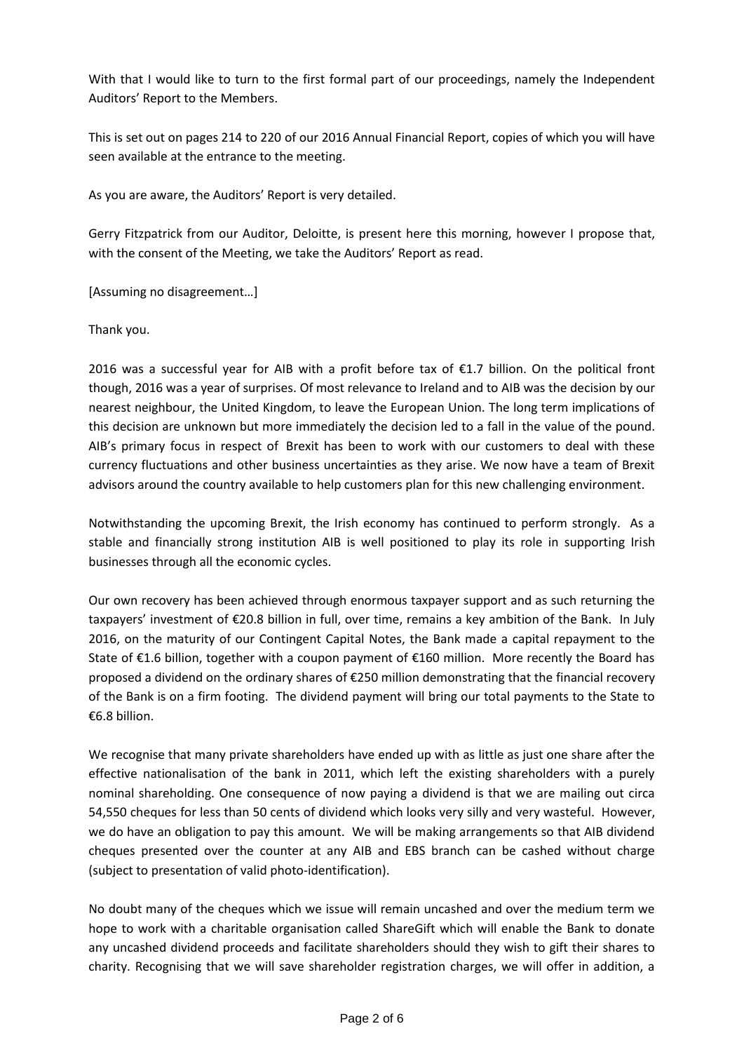With that I would like to turn to the first formal part of our proceedings, namely the Independent Auditors' Report to the Members.

This is set out on pages 214 to 220 of our 2016 Annual Financial Report, copies of which you will have seen available at the entrance to the meeting.

As you are aware, the Auditors' Report is very detailed.

Gerry Fitzpatrick from our Auditor, Deloitte, is present here this morning, however I propose that, with the consent of the Meeting, we take the Auditors' Report as read.

[Assuming no disagreement…]

Thank you.

2016 was a successful year for AIB with a profit before tax of €1.7 billion. On the political front though, 2016 was a year of surprises. Of most relevance to Ireland and to AIB was the decision by our nearest neighbour, the United Kingdom, to leave the European Union. The long term implications of this decision are unknown but more immediately the decision led to a fall in the value of the pound. AIB's primary focus in respect of Brexit has been to work with our customers to deal with these currency fluctuations and other business uncertainties as they arise. We now have a team of Brexit advisors around the country available to help customers plan for this new challenging environment.

Notwithstanding the upcoming Brexit, the Irish economy has continued to perform strongly. As a stable and financially strong institution AIB is well positioned to play its role in supporting Irish businesses through all the economic cycles.

Our own recovery has been achieved through enormous taxpayer support and as such returning the taxpayers' investment of €20.8 billion in full, over time, remains a key ambition of the Bank. In July 2016, on the maturity of our Contingent Capital Notes, the Bank made a capital repayment to the State of €1.6 billion, together with a coupon payment of €160 million. More recently the Board has proposed a dividend on the ordinary shares of €250 million demonstrating that the financial recovery of the Bank is on a firm footing. The dividend payment will bring our total payments to the State to €6.8 billion.

We recognise that many private shareholders have ended up with as little as just one share after the effective nationalisation of the bank in 2011, which left the existing shareholders with a purely nominal shareholding. One consequence of now paying a dividend is that we are mailing out circa 54,550 cheques for less than 50 cents of dividend which looks very silly and very wasteful. However, we do have an obligation to pay this amount. We will be making arrangements so that AIB dividend cheques presented over the counter at any AIB and EBS branch can be cashed without charge (subject to presentation of valid photo-identification).

No doubt many of the cheques which we issue will remain uncashed and over the medium term we hope to work with a charitable organisation called ShareGift which will enable the Bank to donate any uncashed dividend proceeds and facilitate shareholders should they wish to gift their shares to charity. Recognising that we will save shareholder registration charges, we will offer in addition, a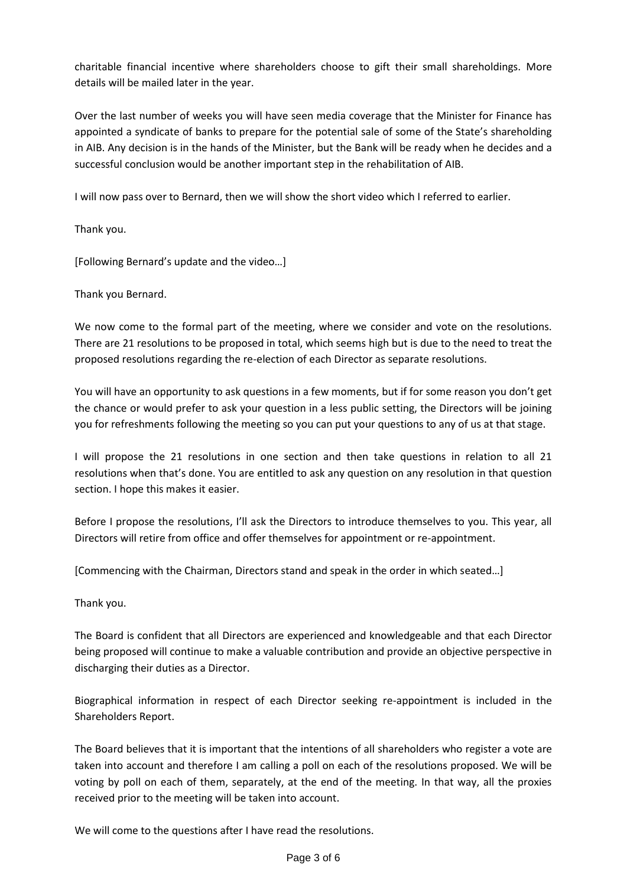charitable financial incentive where shareholders choose to gift their small shareholdings. More details will be mailed later in the year.

Over the last number of weeks you will have seen media coverage that the Minister for Finance has appointed a syndicate of banks to prepare for the potential sale of some of the State's shareholding in AIB. Any decision is in the hands of the Minister, but the Bank will be ready when he decides and a successful conclusion would be another important step in the rehabilitation of AIB.

I will now pass over to Bernard, then we will show the short video which I referred to earlier.

Thank you.

[Following Bernard's update and the video…]

Thank you Bernard.

We now come to the formal part of the meeting, where we consider and vote on the resolutions. There are 21 resolutions to be proposed in total, which seems high but is due to the need to treat the proposed resolutions regarding the re-election of each Director as separate resolutions.

You will have an opportunity to ask questions in a few moments, but if for some reason you don't get the chance or would prefer to ask your question in a less public setting, the Directors will be joining you for refreshments following the meeting so you can put your questions to any of us at that stage.

I will propose the 21 resolutions in one section and then take questions in relation to all 21 resolutions when that's done. You are entitled to ask any question on any resolution in that question section. I hope this makes it easier.

Before I propose the resolutions, I'll ask the Directors to introduce themselves to you. This year, all Directors will retire from office and offer themselves for appointment or re-appointment.

[Commencing with the Chairman, Directors stand and speak in the order in which seated…]

Thank you.

The Board is confident that all Directors are experienced and knowledgeable and that each Director being proposed will continue to make a valuable contribution and provide an objective perspective in discharging their duties as a Director.

Biographical information in respect of each Director seeking re-appointment is included in the Shareholders Report.

The Board believes that it is important that the intentions of all shareholders who register a vote are taken into account and therefore I am calling a poll on each of the resolutions proposed. We will be voting by poll on each of them, separately, at the end of the meeting. In that way, all the proxies received prior to the meeting will be taken into account.

We will come to the questions after I have read the resolutions.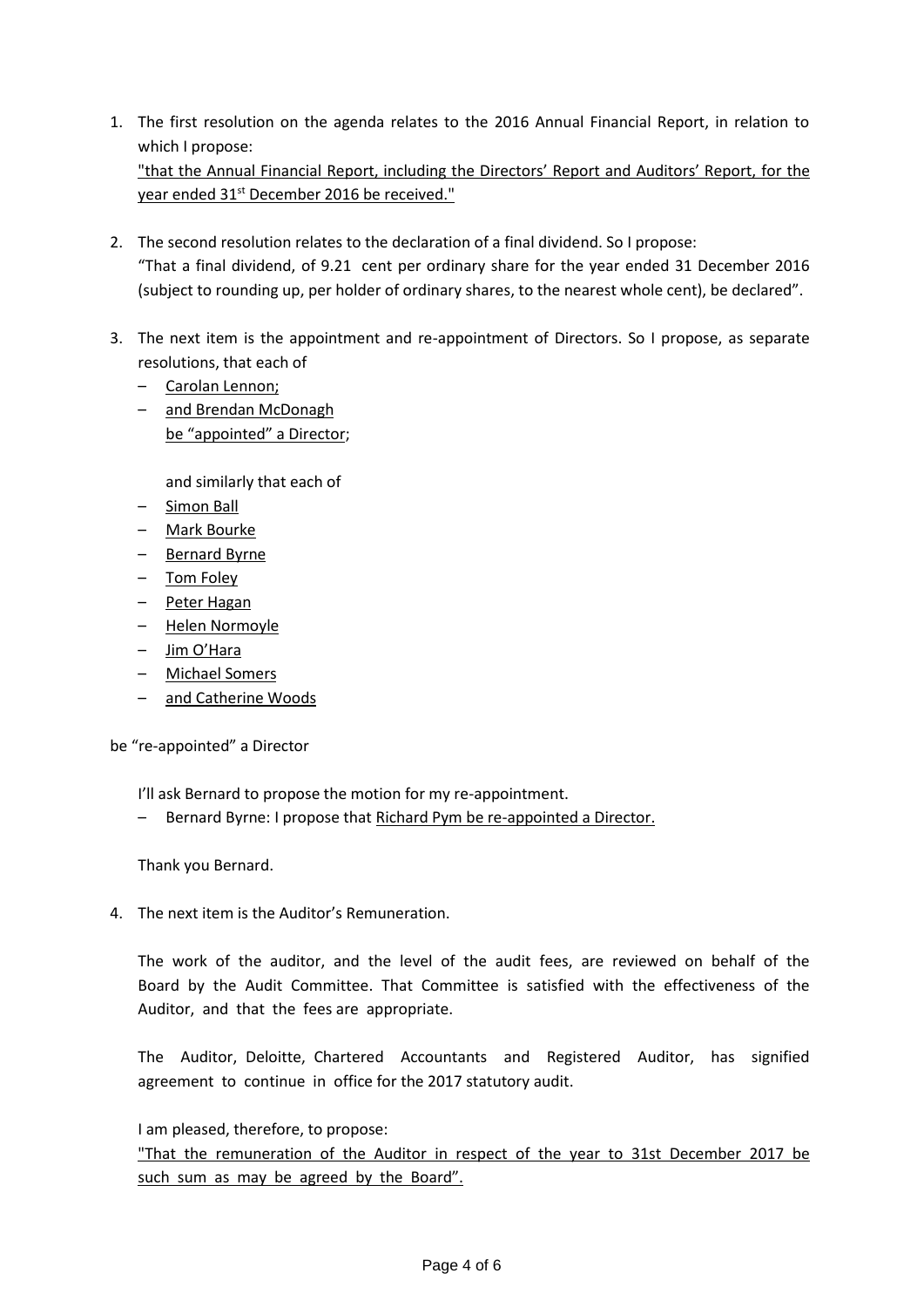1. The first resolution on the agenda relates to the 2016 Annual Financial Report, in relation to which I propose:
   <u>"that the Annual Financial Report, including the Directors' Report and Auditors' Report, for the year ended 31st December 2016 be received."</u>

2. The second resolution relates to the declaration of a final dividend. So I propose:
   "That a final dividend, of 9.21 cent per ordinary share for the year ended 31 December 2016 (subject to rounding up, per holder of ordinary shares, to the nearest whole cent), be declared".

3. The next item is the appointment and re-appointment of Directors. So I propose, as separate resolutions, that each of
   - <u>Carolan Lennon;</u>
   - <u>and Brendan McDonagh</u>
   
     <u>be "appointed" a Director</u>;

   and similarly that each of
   - <u>Simon Ball</u>
   - <u>Mark Bourke</u>
   - <u>Bernard Byrne</u>
   - <u>Tom Foley</u>
   - <u>Peter Hagan</u>
   - <u>Helen Normoyle</u>
   - <u>Jim O'Hara</u>
   - <u>Michael Somers</u>
   - <u>and Catherine Woods</u>

be "re-appointed" a Director

   I'll ask Bernard to propose the motion for my re-appointment.
   - Bernard Byrne: I propose that <u>Richard Pym be re-appointed a Director.</u>

   Thank you Bernard.

4. The next item is the Auditor's Remuneration.

   The work of the auditor, and the level of the audit fees, are reviewed on behalf of the Board by the Audit Committee. That Committee is satisfied with the effectiveness of the Auditor, and that the fees are appropriate.

   The Auditor, Deloitte, Chartered Accountants and Registered Auditor, has signified agreement to continue in office for the 2017 statutory audit.

   I am pleased, therefore, to propose:
   <u>"That the remuneration of the Auditor in respect of the year to 31st December 2017 be such sum as may be agreed by the Board".</u>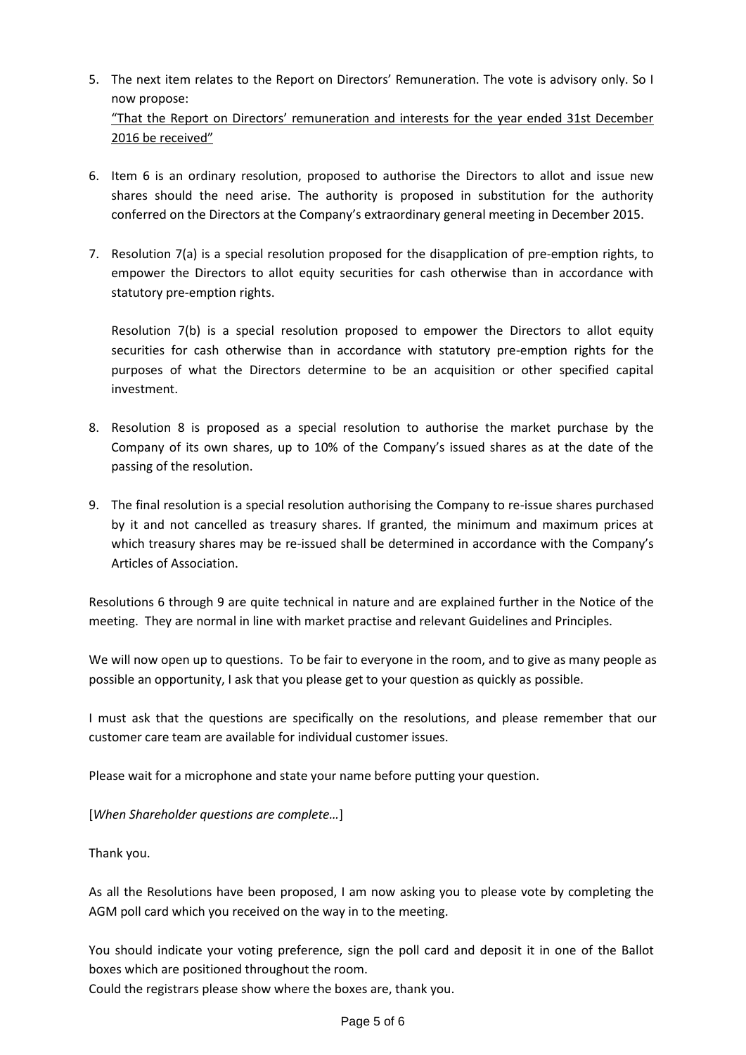5. The next item relates to the Report on Directors' Remuneration. The vote is advisory only. So I now propose:
   <u>"That the Report on Directors' remuneration and interests for the year ended 31st December 2016 be received"</u>

6. Item 6 is an ordinary resolution, proposed to authorise the Directors to allot and issue new shares should the need arise. The authority is proposed in substitution for the authority conferred on the Directors at the Company's extraordinary general meeting in December 2015.

7. Resolution 7(a) is a special resolution proposed for the disapplication of pre-emption rights, to empower the Directors to allot equity securities for cash otherwise than in accordance with statutory pre-emption rights.

   Resolution 7(b) is a special resolution proposed to empower the Directors to allot equity securities for cash otherwise than in accordance with statutory pre-emption rights for the purposes of what the Directors determine to be an acquisition or other specified capital investment.

8. Resolution 8 is proposed as a special resolution to authorise the market purchase by the Company of its own shares, up to 10% of the Company's issued shares as at the date of the passing of the resolution.

9. The final resolution is a special resolution authorising the Company to re-issue shares purchased by it and not cancelled as treasury shares. If granted, the minimum and maximum prices at which treasury shares may be re-issued shall be determined in accordance with the Company's Articles of Association.

Resolutions 6 through 9 are quite technical in nature and are explained further in the Notice of the meeting. They are normal in line with market practise and relevant Guidelines and Principles.

We will now open up to questions. To be fair to everyone in the room, and to give as many people as possible an opportunity, I ask that you please get to your question as quickly as possible.

I must ask that the questions are specifically on the resolutions, and please remember that our customer care team are available for individual customer issues.

Please wait for a microphone and state your name before putting your question.

[*When Shareholder questions are complete…*]

Thank you.

As all the Resolutions have been proposed, I am now asking you to please vote by completing the AGM poll card which you received on the way in to the meeting.

You should indicate your voting preference, sign the poll card and deposit it in one of the Ballot boxes which are positioned throughout the room.
Could the registrars please show where the boxes are, thank you.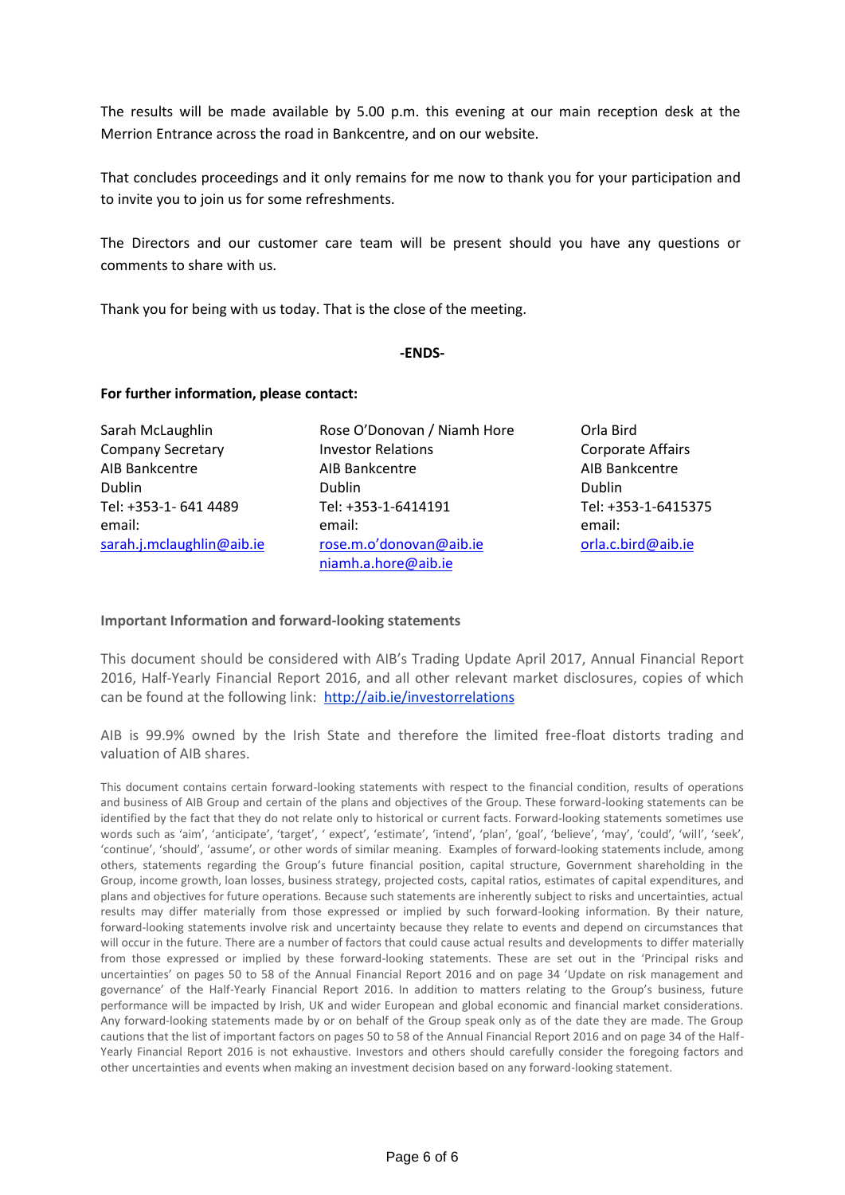The results will be made available by 5.00 p.m. this evening at our main reception desk at the Merrion Entrance across the road in Bankcentre, and on our website.

That concludes proceedings and it only remains for me now to thank you for your participation and to invite you to join us for some refreshments.

The Directors and our customer care team will be present should you have any questions or comments to share with us.

Thank you for being with us today. That is the close of the meeting.

**-ENDS-**

**For further information, please contact:**

Sarah McLaughlin
Company Secretary
AIB Bankcentre
Dublin
Tel: +353-1- 641 4489
email:
sarah.j.mclaughlin@aib.ie

Rose O'Donovan / Niamh Hore
Investor Relations
AIB Bankcentre
Dublin
Tel: +353-1-6414191
email:
rose.m.o'donovan@aib.ie
niamh.a.hore@aib.ie

Orla Bird
Corporate Affairs
AIB Bankcentre
Dublin
Tel: +353-1-6415375
email:
orla.c.bird@aib.ie

**Important Information and forward-looking statements**

This document should be considered with AIB's Trading Update April 2017, Annual Financial Report 2016, Half-Yearly Financial Report 2016, and all other relevant market disclosures, copies of which can be found at the following link: http://aib.ie/investorrelations

AIB is 99.9% owned by the Irish State and therefore the limited free-float distorts trading and valuation of AIB shares.

This document contains certain forward-looking statements with respect to the financial condition, results of operations and business of AIB Group and certain of the plans and objectives of the Group. These forward-looking statements can be identified by the fact that they do not relate only to historical or current facts. Forward-looking statements sometimes use words such as 'aim', 'anticipate', 'target', ' expect', 'estimate', 'intend', 'plan', 'goal', 'believe', 'may', 'could', 'will', 'seek', 'continue', 'should', 'assume', or other words of similar meaning. Examples of forward-looking statements include, among others, statements regarding the Group's future financial position, capital structure, Government shareholding in the Group, income growth, loan losses, business strategy, projected costs, capital ratios, estimates of capital expenditures, and plans and objectives for future operations. Because such statements are inherently subject to risks and uncertainties, actual results may differ materially from those expressed or implied by such forward-looking information. By their nature, forward-looking statements involve risk and uncertainty because they relate to events and depend on circumstances that will occur in the future. There are a number of factors that could cause actual results and developments to differ materially from those expressed or implied by these forward-looking statements. These are set out in the 'Principal risks and uncertainties' on pages 50 to 58 of the Annual Financial Report 2016 and on page 34 'Update on risk management and governance' of the Half-Yearly Financial Report 2016. In addition to matters relating to the Group's business, future performance will be impacted by Irish, UK and wider European and global economic and financial market considerations. Any forward-looking statements made by or on behalf of the Group speak only as of the date they are made. The Group cautions that the list of important factors on pages 50 to 58 of the Annual Financial Report 2016 and on page 34 of the Half-Yearly Financial Report 2016 is not exhaustive. Investors and others should carefully consider the foregoing factors and other uncertainties and events when making an investment decision based on any forward-looking statement.